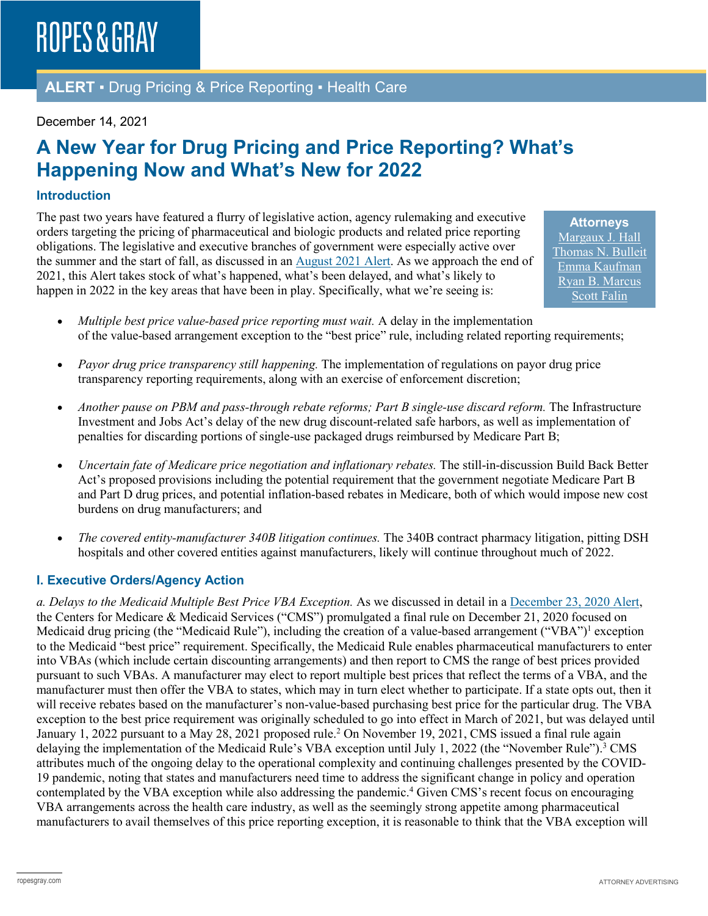ROPES & GRAY

**ALERT ▪ Drug Pricing & Price Reporting ▪ Health Care**

December 14, 2021

# A New Year for Drug Pricing and Price Reporting? What's Happening Now and What's New for 2022

## Introduction

The past two years have featured a flurry of legislative action, agency rulemaking and executive orders targeting the pricing of pharmaceutical and biologic products and related price reporting obligations. The legislative and executive branches of government were especially active over the summer and the start of fall, as discussed in an [August 2021 Alert](). As we approach the end of 2021, this Alert takes stock of what's happened, what's been delayed, and what's likely to happen in 2022 in the key areas that have been in play. Specifically, what we're seeing is:

**Attorneys**
[Margaux J. Hall]()
[Thomas N. Bulleit]()
[Emma Kaufman]()
[Ryan B. Marcus]()
[Scott Falin]()

- *Multiple best price value-based price reporting must wait.* A delay in the implementation of the value-based arrangement exception to the "best price" rule, including related reporting requirements;
- *Payor drug price transparency still happening.* The implementation of regulations on payor drug price transparency reporting requirements, along with an exercise of enforcement discretion;
- *Another pause on PBM and pass-through rebate reforms; Part B single-use discard reform.* The Infrastructure Investment and Jobs Act's delay of the new drug discount-related safe harbors, as well as implementation of penalties for discarding portions of single-use packaged drugs reimbursed by Medicare Part B;
- *Uncertain fate of Medicare price negotiation and inflationary rebates.* The still-in-discussion Build Back Better Act's proposed provisions including the potential requirement that the government negotiate Medicare Part B and Part D drug prices, and potential inflation-based rebates in Medicare, both of which would impose new cost burdens on drug manufacturers; and
- *The covered entity-manufacturer 340B litigation continues.* The 340B contract pharmacy litigation, pitting DSH hospitals and other covered entities against manufacturers, likely will continue throughout much of 2022.

## I. Executive Orders/Agency Action

*a. Delays to the Medicaid Multiple Best Price VBA Exception.* As we discussed in detail in a [December 23, 2020 Alert](), the Centers for Medicare & Medicaid Services ("CMS") promulgated a final rule on December 21, 2020 focused on Medicaid drug pricing (the "Medicaid Rule"), including the creation of a value-based arrangement ("VBA")[1] exception to the Medicaid "best price" requirement. Specifically, the Medicaid Rule enables pharmaceutical manufacturers to enter into VBAs (which include certain discounting arrangements) and then report to CMS the range of best prices provided pursuant to such VBAs. A manufacturer may elect to report multiple best prices that reflect the terms of a VBA, and the manufacturer must then offer the VBA to states, which may in turn elect whether to participate. If a state opts out, then it will receive rebates based on the manufacturer's non-value-based purchasing best price for the particular drug. The VBA exception to the best price requirement was originally scheduled to go into effect in March of 2021, but was delayed until January 1, 2022 pursuant to a May 28, 2021 proposed rule.[2] On November 19, 2021, CMS issued a final rule again delaying the implementation of the Medicaid Rule's VBA exception until July 1, 2022 (the "November Rule").[3] CMS attributes much of the ongoing delay to the operational complexity and continuing challenges presented by the COVID-19 pandemic, noting that states and manufacturers need time to address the significant change in policy and operation contemplated by the VBA exception while also addressing the pandemic.[4] Given CMS's recent focus on encouraging VBA arrangements across the health care industry, as well as the seemingly strong appetite among pharmaceutical manufacturers to avail themselves of this price reporting exception, it is reasonable to think that the VBA exception will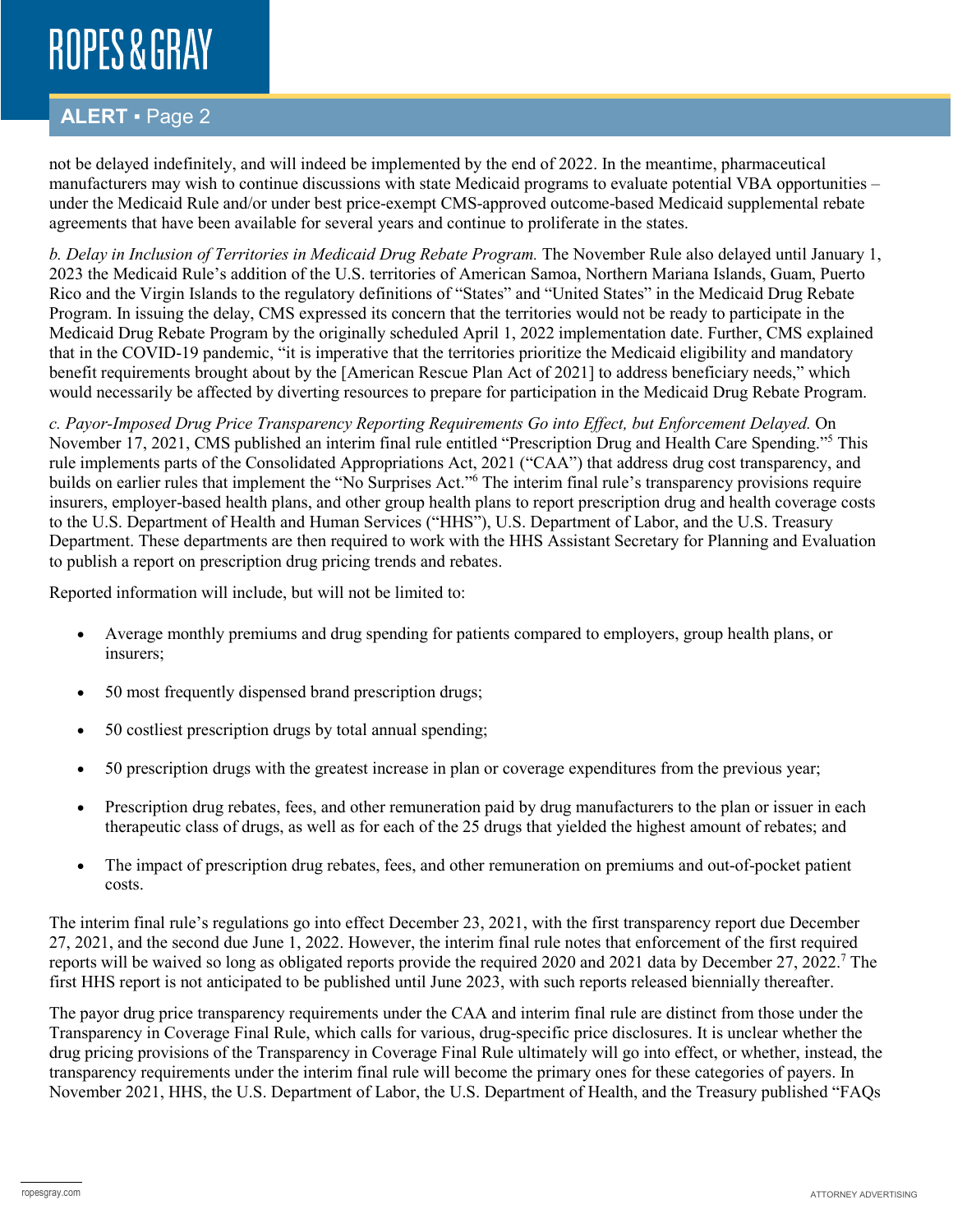not be delayed indefinitely, and will indeed be implemented by the end of 2022. In the meantime, pharmaceutical manufacturers may wish to continue discussions with state Medicaid programs to evaluate potential VBA opportunities – under the Medicaid Rule and/or under best price-exempt CMS-approved outcome-based Medicaid supplemental rebate agreements that have been available for several years and continue to proliferate in the states.

*b. Delay in Inclusion of Territories in Medicaid Drug Rebate Program.* The November Rule also delayed until January 1, 2023 the Medicaid Rule's addition of the U.S. territories of American Samoa, Northern Mariana Islands, Guam, Puerto Rico and the Virgin Islands to the regulatory definitions of "States" and "United States" in the Medicaid Drug Rebate Program. In issuing the delay, CMS expressed its concern that the territories would not be ready to participate in the Medicaid Drug Rebate Program by the originally scheduled April 1, 2022 implementation date. Further, CMS explained that in the COVID-19 pandemic, "it is imperative that the territories prioritize the Medicaid eligibility and mandatory benefit requirements brought about by the [American Rescue Plan Act of 2021] to address beneficiary needs," which would necessarily be affected by diverting resources to prepare for participation in the Medicaid Drug Rebate Program.

*c. Payor-Imposed Drug Price Transparency Reporting Requirements Go into Effect, but Enforcement Delayed.* On November 17, 2021, CMS published an interim final rule entitled "Prescription Drug and Health Care Spending."[5] This rule implements parts of the Consolidated Appropriations Act, 2021 ("CAA") that address drug cost transparency, and builds on earlier rules that implement the "No Surprises Act."[6] The interim final rule's transparency provisions require insurers, employer-based health plans, and other group health plans to report prescription drug and health coverage costs to the U.S. Department of Health and Human Services ("HHS"), U.S. Department of Labor, and the U.S. Treasury Department. These departments are then required to work with the HHS Assistant Secretary for Planning and Evaluation to publish a report on prescription drug pricing trends and rebates.

Reported information will include, but will not be limited to:

- Average monthly premiums and drug spending for patients compared to employers, group health plans, or insurers;
- 50 most frequently dispensed brand prescription drugs;
- 50 costliest prescription drugs by total annual spending;
- 50 prescription drugs with the greatest increase in plan or coverage expenditures from the previous year;
- Prescription drug rebates, fees, and other remuneration paid by drug manufacturers to the plan or issuer in each therapeutic class of drugs, as well as for each of the 25 drugs that yielded the highest amount of rebates; and
- The impact of prescription drug rebates, fees, and other remuneration on premiums and out-of-pocket patient costs.

The interim final rule's regulations go into effect December 23, 2021, with the first transparency report due December 27, 2021, and the second due June 1, 2022. However, the interim final rule notes that enforcement of the first required reports will be waived so long as obligated reports provide the required 2020 and 2021 data by December 27, 2022.[7] The first HHS report is not anticipated to be published until June 2023, with such reports released biennially thereafter.

The payor drug price transparency requirements under the CAA and interim final rule are distinct from those under the Transparency in Coverage Final Rule, which calls for various, drug-specific price disclosures. It is unclear whether the drug pricing provisions of the Transparency in Coverage Final Rule ultimately will go into effect, or whether, instead, the transparency requirements under the interim final rule will become the primary ones for these categories of payers. In November 2021, HHS, the U.S. Department of Labor, the U.S. Department of Health, and the Treasury published "FAQs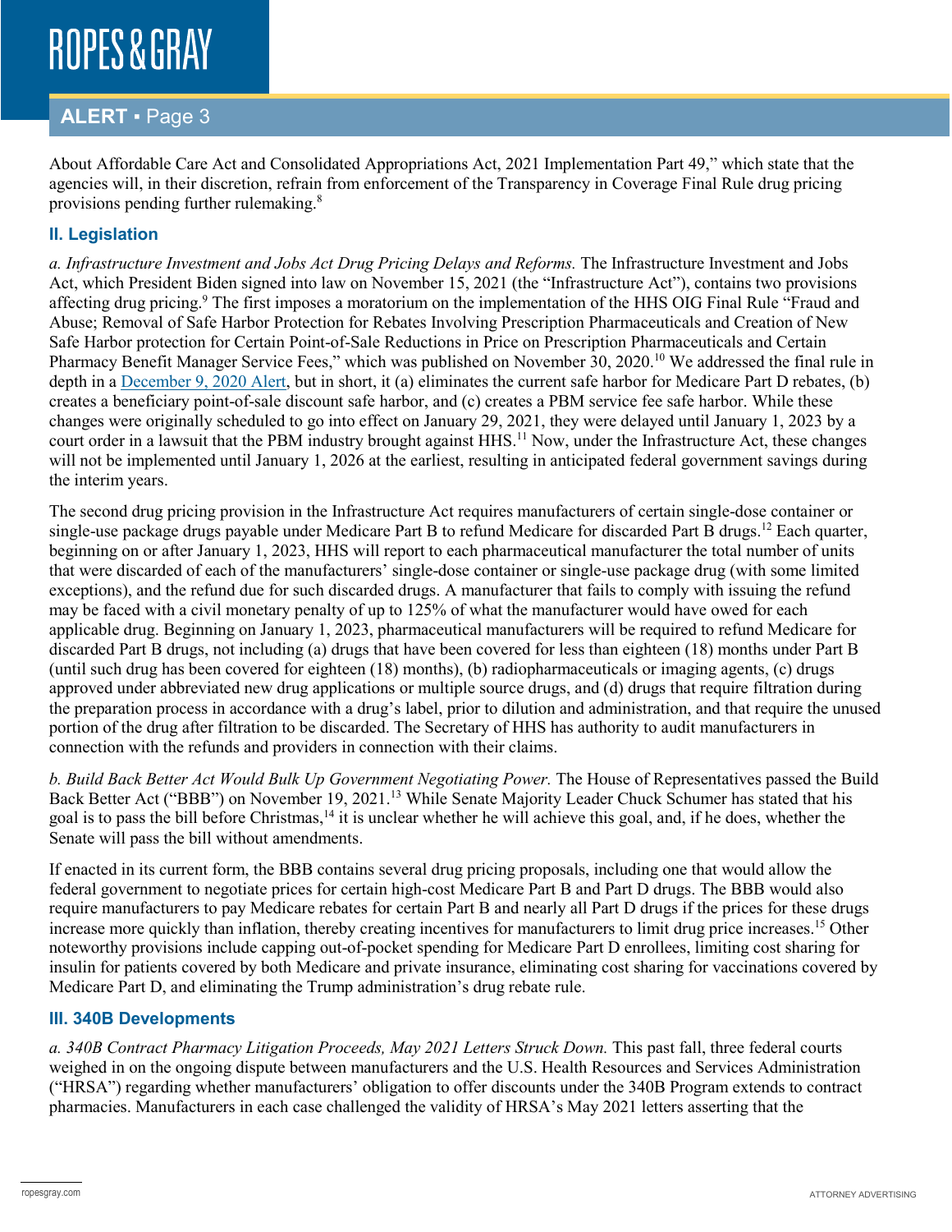About Affordable Care Act and Consolidated Appropriations Act, 2021 Implementation Part 49," which state that the agencies will, in their discretion, refrain from enforcement of the Transparency in Coverage Final Rule drug pricing provisions pending further rulemaking.[8]

## II. Legislation

*a. Infrastructure Investment and Jobs Act Drug Pricing Delays and Reforms.* The Infrastructure Investment and Jobs Act, which President Biden signed into law on November 15, 2021 (the "Infrastructure Act"), contains two provisions affecting drug pricing.[9] The first imposes a moratorium on the implementation of the HHS OIG Final Rule "Fraud and Abuse; Removal of Safe Harbor Protection for Rebates Involving Prescription Pharmaceuticals and Creation of New Safe Harbor protection for Certain Point-of-Sale Reductions in Price on Prescription Pharmaceuticals and Certain Pharmacy Benefit Manager Service Fees," which was published on November 30, 2020.[10] We addressed the final rule in depth in a December 9, 2020 Alert, but in short, it (a) eliminates the current safe harbor for Medicare Part D rebates, (b) creates a beneficiary point-of-sale discount safe harbor, and (c) creates a PBM service fee safe harbor. While these changes were originally scheduled to go into effect on January 29, 2021, they were delayed until January 1, 2023 by a court order in a lawsuit that the PBM industry brought against HHS.[11] Now, under the Infrastructure Act, these changes will not be implemented until January 1, 2026 at the earliest, resulting in anticipated federal government savings during the interim years.

The second drug pricing provision in the Infrastructure Act requires manufacturers of certain single-dose container or single-use package drugs payable under Medicare Part B to refund Medicare for discarded Part B drugs.[12] Each quarter, beginning on or after January 1, 2023, HHS will report to each pharmaceutical manufacturer the total number of units that were discarded of each of the manufacturers' single-dose container or single-use package drug (with some limited exceptions), and the refund due for such discarded drugs. A manufacturer that fails to comply with issuing the refund may be faced with a civil monetary penalty of up to 125% of what the manufacturer would have owed for each applicable drug. Beginning on January 1, 2023, pharmaceutical manufacturers will be required to refund Medicare for discarded Part B drugs, not including (a) drugs that have been covered for less than eighteen (18) months under Part B (until such drug has been covered for eighteen (18) months), (b) radiopharmaceuticals or imaging agents, (c) drugs approved under abbreviated new drug applications or multiple source drugs, and (d) drugs that require filtration during the preparation process in accordance with a drug's label, prior to dilution and administration, and that require the unused portion of the drug after filtration to be discarded. The Secretary of HHS has authority to audit manufacturers in connection with the refunds and providers in connection with their claims.

*b. Build Back Better Act Would Bulk Up Government Negotiating Power.* The House of Representatives passed the Build Back Better Act ("BBB") on November 19, 2021.[13] While Senate Majority Leader Chuck Schumer has stated that his goal is to pass the bill before Christmas,[14] it is unclear whether he will achieve this goal, and, if he does, whether the Senate will pass the bill without amendments.

If enacted in its current form, the BBB contains several drug pricing proposals, including one that would allow the federal government to negotiate prices for certain high-cost Medicare Part B and Part D drugs. The BBB would also require manufacturers to pay Medicare rebates for certain Part B and nearly all Part D drugs if the prices for these drugs increase more quickly than inflation, thereby creating incentives for manufacturers to limit drug price increases.[15] Other noteworthy provisions include capping out-of-pocket spending for Medicare Part D enrollees, limiting cost sharing for insulin for patients covered by both Medicare and private insurance, eliminating cost sharing for vaccinations covered by Medicare Part D, and eliminating the Trump administration's drug rebate rule.

## III. 340B Developments

*a. 340B Contract Pharmacy Litigation Proceeds, May 2021 Letters Struck Down.* This past fall, three federal courts weighed in on the ongoing dispute between manufacturers and the U.S. Health Resources and Services Administration ("HRSA") regarding whether manufacturers' obligation to offer discounts under the 340B Program extends to contract pharmacies. Manufacturers in each case challenged the validity of HRSA's May 2021 letters asserting that the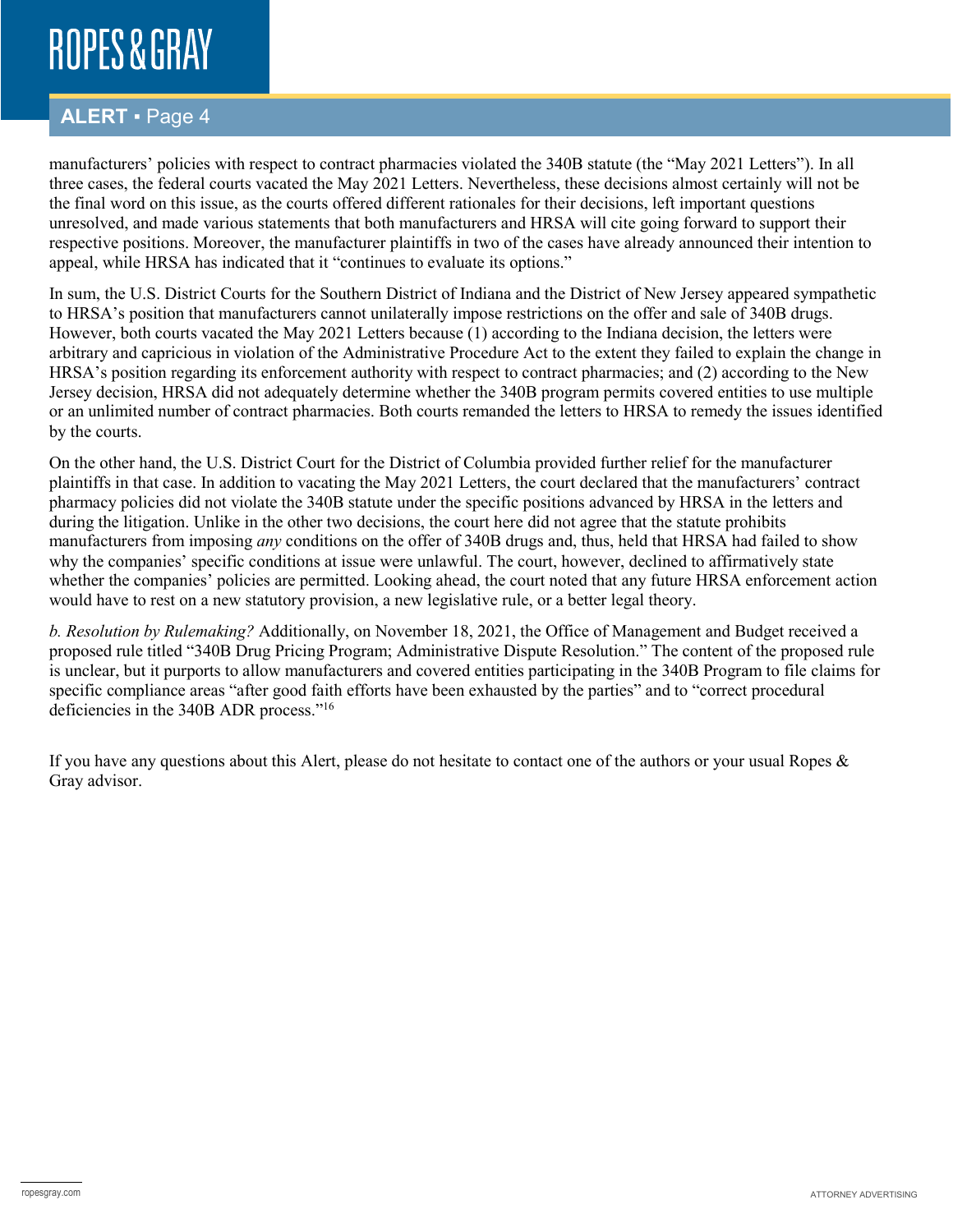manufacturers' policies with respect to contract pharmacies violated the 340B statute (the "May 2021 Letters"). In all three cases, the federal courts vacated the May 2021 Letters. Nevertheless, these decisions almost certainly will not be the final word on this issue, as the courts offered different rationales for their decisions, left important questions unresolved, and made various statements that both manufacturers and HRSA will cite going forward to support their respective positions. Moreover, the manufacturer plaintiffs in two of the cases have already announced their intention to appeal, while HRSA has indicated that it "continues to evaluate its options."

In sum, the U.S. District Courts for the Southern District of Indiana and the District of New Jersey appeared sympathetic to HRSA's position that manufacturers cannot unilaterally impose restrictions on the offer and sale of 340B drugs. However, both courts vacated the May 2021 Letters because (1) according to the Indiana decision, the letters were arbitrary and capricious in violation of the Administrative Procedure Act to the extent they failed to explain the change in HRSA's position regarding its enforcement authority with respect to contract pharmacies; and (2) according to the New Jersey decision, HRSA did not adequately determine whether the 340B program permits covered entities to use multiple or an unlimited number of contract pharmacies. Both courts remanded the letters to HRSA to remedy the issues identified by the courts.

On the other hand, the U.S. District Court for the District of Columbia provided further relief for the manufacturer plaintiffs in that case. In addition to vacating the May 2021 Letters, the court declared that the manufacturers' contract pharmacy policies did not violate the 340B statute under the specific positions advanced by HRSA in the letters and during the litigation. Unlike in the other two decisions, the court here did not agree that the statute prohibits manufacturers from imposing *any* conditions on the offer of 340B drugs and, thus, held that HRSA had failed to show why the companies' specific conditions at issue were unlawful. The court, however, declined to affirmatively state whether the companies' policies are permitted. Looking ahead, the court noted that any future HRSA enforcement action would have to rest on a new statutory provision, a new legislative rule, or a better legal theory.

*b. Resolution by Rulemaking?* Additionally, on November 18, 2021, the Office of Management and Budget received a proposed rule titled "340B Drug Pricing Program; Administrative Dispute Resolution." The content of the proposed rule is unclear, but it purports to allow manufacturers and covered entities participating in the 340B Program to file claims for specific compliance areas "after good faith efforts have been exhausted by the parties" and to "correct procedural deficiencies in the 340B ADR process."[16]

If you have any questions about this Alert, please do not hesitate to contact one of the authors or your usual Ropes & Gray advisor.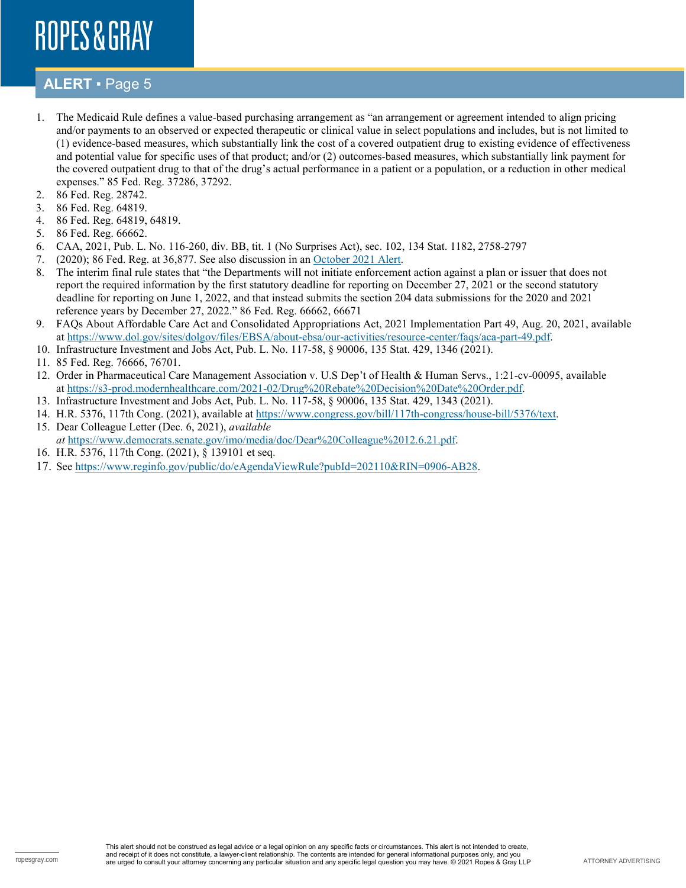1. The Medicaid Rule defines a value-based purchasing arrangement as "an arrangement or agreement intended to align pricing and/or payments to an observed or expected therapeutic or clinical value in select populations and includes, but is not limited to (1) evidence-based measures, which substantially link the cost of a covered outpatient drug to existing evidence of effectiveness and potential value for specific uses of that product; and/or (2) outcomes-based measures, which substantially link payment for the covered outpatient drug to that of the drug's actual performance in a patient or a population, or a reduction in other medical expenses." 85 Fed. Reg. 37286, 37292.
2. 86 Fed. Reg. 28742.
3. 86 Fed. Reg. 64819.
4. 86 Fed. Reg. 64819, 64819.
5. 86 Fed. Reg. 66662.
6. CAA, 2021, Pub. L. No. 116-260, div. BB, tit. 1 (No Surprises Act), sec. 102, 134 Stat. 1182, 2758-2797
7. (2020); 86 Fed. Reg. at 36,877. See also discussion in an [October 2021 Alert](October 2021 Alert).
8. The interim final rule states that "the Departments will not initiate enforcement action against a plan or issuer that does not report the required information by the first statutory deadline for reporting on December 27, 2021 or the second statutory deadline for reporting on June 1, 2022, and that instead submits the section 204 data submissions for the 2020 and 2021 reference years by December 27, 2022." 86 Fed. Reg. 66662, 66671
9. FAQs About Affordable Care Act and Consolidated Appropriations Act, 2021 Implementation Part 49, Aug. 20, 2021, available at https://www.dol.gov/sites/dolgov/files/EBSA/about-ebsa/our-activities/resource-center/faqs/aca-part-49.pdf.
10. Infrastructure Investment and Jobs Act, Pub. L. No. 117-58, § 90006, 135 Stat. 429, 1346 (2021).
11. 85 Fed. Reg. 76666, 76701.
12. Order in Pharmaceutical Care Management Association v. U.S Dep't of Health & Human Servs., 1:21-cv-00095, available at https://s3-prod.modernhealthcare.com/2021-02/Drug%20Rebate%20Decision%20Date%20Order.pdf.
13. Infrastructure Investment and Jobs Act, Pub. L. No. 117-58, § 90006, 135 Stat. 429, 1343 (2021).
14. H.R. 5376, 117th Cong. (2021), available at https://www.congress.gov/bill/117th-congress/house-bill/5376/text.
15. Dear Colleague Letter (Dec. 6, 2021), *available at* https://www.democrats.senate.gov/imo/media/doc/Dear%20Colleague%2012.6.21.pdf.
16. H.R. 5376, 117th Cong. (2021), § 139101 et seq.
17. See https://www.reginfo.gov/public/do/eAgendaViewRule?pubId=202110&RIN=0906-AB28.

This alert should not be construed as legal advice or a legal opinion on any specific facts or circumstances. This alert is not intended to create, and receipt of it does not constitute, a lawyer-client relationship. The contents are intended for general informational purposes only, and you are urged to consult your attorney concerning any particular situation and any specific legal question you may have. © 2021 Ropes & Gray LLP

ATTORNEY ADVERTISING